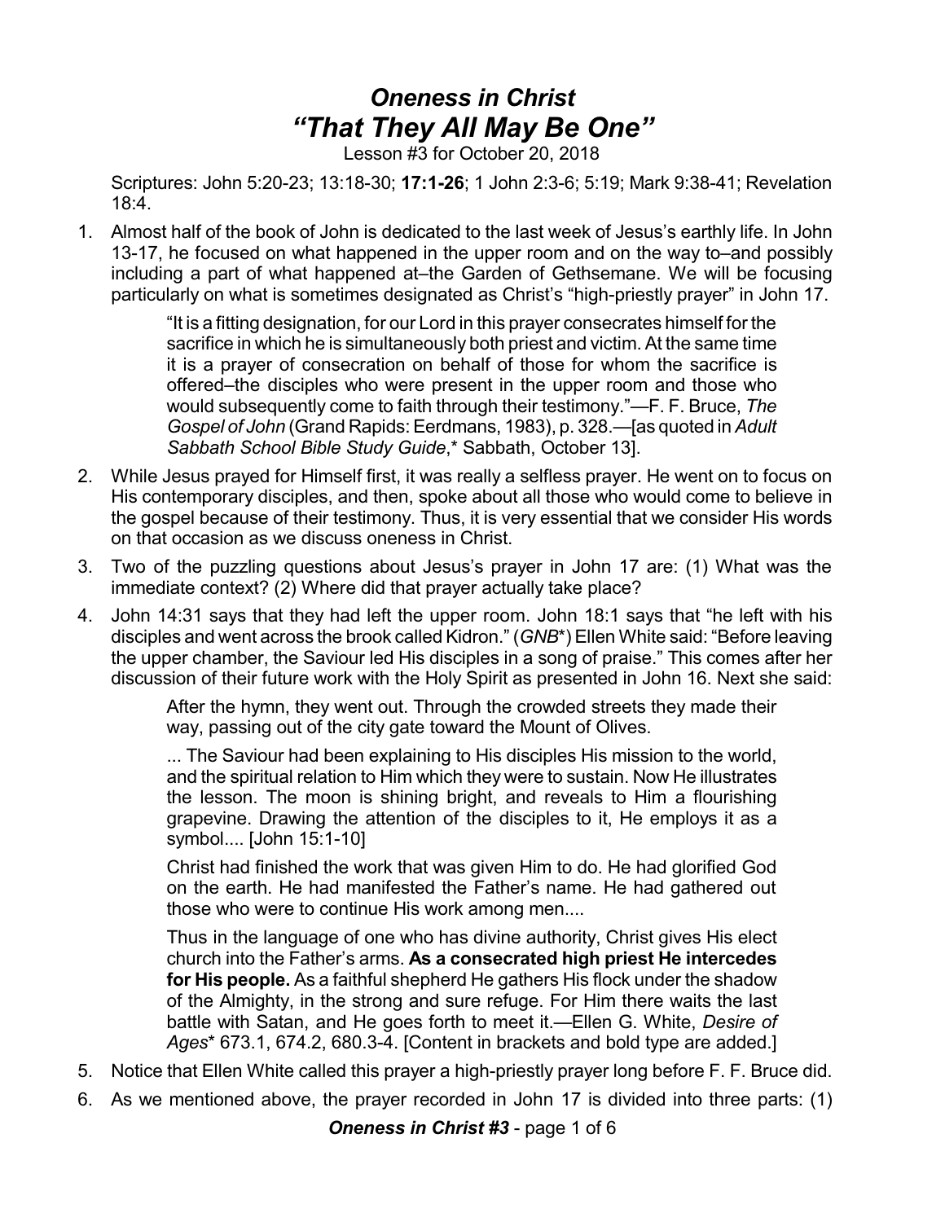# *Oneness in Christ*
# *"That They All May Be One"*

Lesson #3 for October 20, 2018

Scriptures: John 5:20-23; 13:18-30; **17:1-26**; 1 John 2:3-6; 5:19; Mark 9:38-41; Revelation 18:4.

1. Almost half of the book of John is dedicated to the last week of Jesus's earthly life. In John 13-17, he focused on what happened in the upper room and on the way to–and possibly including a part of what happened at–the Garden of Gethsemane. We will be focusing particularly on what is sometimes designated as Christ's "high-priestly prayer" in John 17.

   > "It is a fitting designation, for our Lord in this prayer consecrates himself for the sacrifice in which he is simultaneously both priest and victim. At the same time it is a prayer of consecration on behalf of those for whom the sacrifice is offered–the disciples who were present in the upper room and those who would subsequently come to faith through their testimony."—F. F. Bruce, *The Gospel of John* (Grand Rapids: Eerdmans, 1983), p. 328.—[as quoted in *Adult Sabbath School Bible Study Guide*,* Sabbath, October 13].

2. While Jesus prayed for Himself first, it was really a selfless prayer. He went on to focus on His contemporary disciples, and then, spoke about all those who would come to believe in the gospel because of their testimony. Thus, it is very essential that we consider His words on that occasion as we discuss oneness in Christ.

3. Two of the puzzling questions about Jesus's prayer in John 17 are: (1) What was the immediate context? (2) Where did that prayer actually take place?

4. John 14:31 says that they had left the upper room. John 18:1 says that "he left with his disciples and went across the brook called Kidron." (*GNB**) Ellen White said: "Before leaving the upper chamber, the Saviour led His disciples in a song of praise." This comes after her discussion of their future work with the Holy Spirit as presented in John 16. Next she said:

   > After the hymn, they went out. Through the crowded streets they made their way, passing out of the city gate toward the Mount of Olives.
   >
   > ... The Saviour had been explaining to His disciples His mission to the world, and the spiritual relation to Him which they were to sustain. Now He illustrates the lesson. The moon is shining bright, and reveals to Him a flourishing grapevine. Drawing the attention of the disciples to it, He employs it as a symbol.... [John 15:1-10]
   >
   > Christ had finished the work that was given Him to do. He had glorified God on the earth. He had manifested the Father's name. He had gathered out those who were to continue His work among men....
   >
   > Thus in the language of one who has divine authority, Christ gives His elect church into the Father's arms. **As a consecrated high priest He intercedes for His people.** As a faithful shepherd He gathers His flock under the shadow of the Almighty, in the strong and sure refuge. For Him there waits the last battle with Satan, and He goes forth to meet it.—Ellen G. White, *Desire of Ages** 673.1, 674.2, 680.3-4. [Content in brackets and bold type are added.]

5. Notice that Ellen White called this prayer a high-priestly prayer long before F. F. Bruce did.

6. As we mentioned above, the prayer recorded in John 17 is divided into three parts: (1)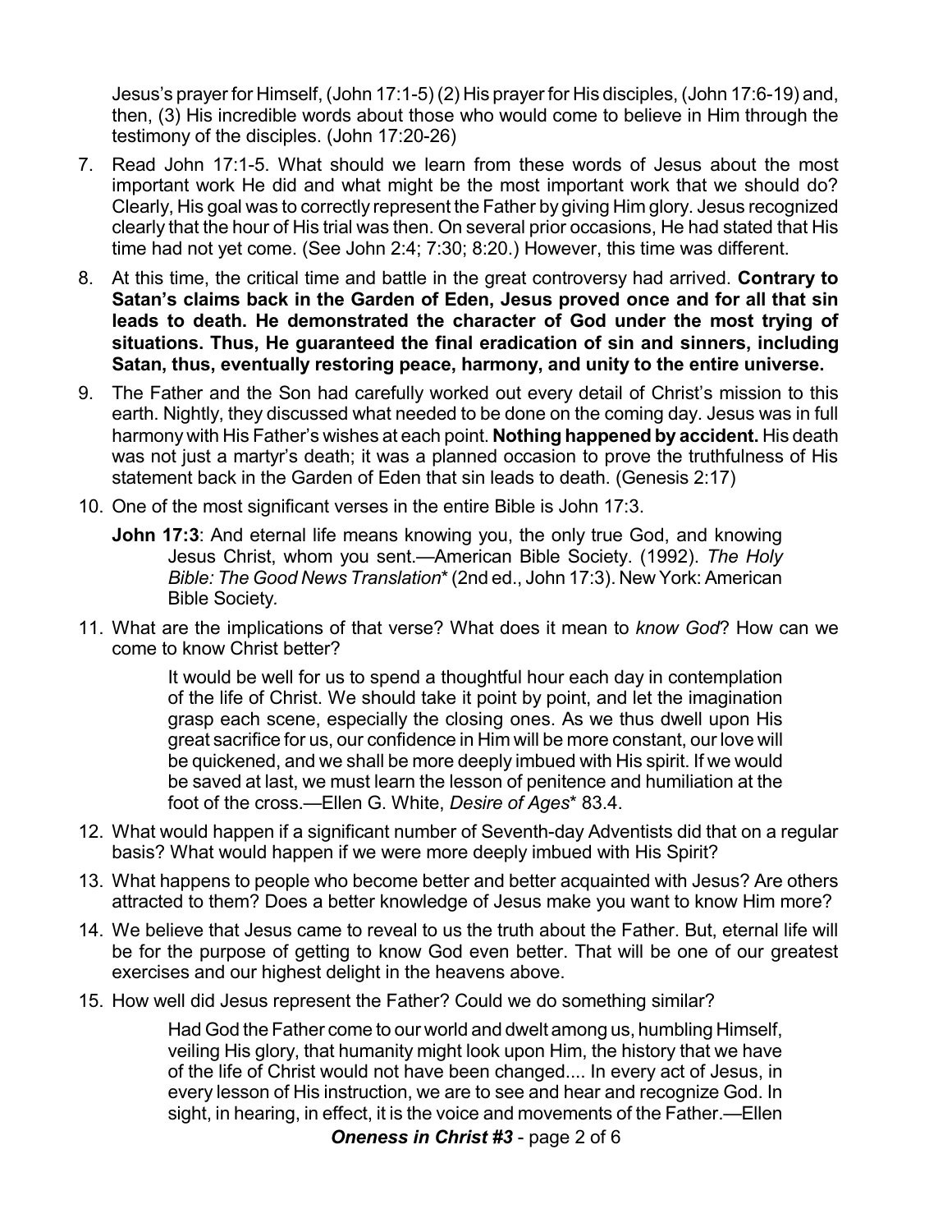Jesus's prayer for Himself, (John 17:1-5) (2) His prayer for His disciples, (John 17:6-19) and, then, (3) His incredible words about those who would come to believe in Him through the testimony of the disciples. (John 17:20-26)

7. Read John 17:1-5. What should we learn from these words of Jesus about the most important work He did and what might be the most important work that we should do? Clearly, His goal was to correctly represent the Father by giving Him glory. Jesus recognized clearly that the hour of His trial was then. On several prior occasions, He had stated that His time had not yet come. (See John 2:4; 7:30; 8:20.) However, this time was different.

8. At this time, the critical time and battle in the great controversy had arrived. **Contrary to Satan's claims back in the Garden of Eden, Jesus proved once and for all that sin leads to death. He demonstrated the character of God under the most trying of situations. Thus, He guaranteed the final eradication of sin and sinners, including Satan, thus, eventually restoring peace, harmony, and unity to the entire universe.**

9. The Father and the Son had carefully worked out every detail of Christ's mission to this earth. Nightly, they discussed what needed to be done on the coming day. Jesus was in full harmony with His Father's wishes at each point. **Nothing happened by accident.** His death was not just a martyr's death; it was a planned occasion to prove the truthfulness of His statement back in the Garden of Eden that sin leads to death. (Genesis 2:17)

10. One of the most significant verses in the entire Bible is John 17:3.

    **John 17:3**: And eternal life means knowing you, the only true God, and knowing Jesus Christ, whom you sent.—American Bible Society. (1992). *The Holy Bible: The Good News Translation** (2nd ed., John 17:3). New York: American Bible Society.

11. What are the implications of that verse? What does it mean to *know God*? How can we come to know Christ better?

    > It would be well for us to spend a thoughtful hour each day in contemplation of the life of Christ. We should take it point by point, and let the imagination grasp each scene, especially the closing ones. As we thus dwell upon His great sacrifice for us, our confidence in Him will be more constant, our love will be quickened, and we shall be more deeply imbued with His spirit. If we would be saved at last, we must learn the lesson of penitence and humiliation at the foot of the cross.—Ellen G. White, *Desire of Ages** 83.4.

12. What would happen if a significant number of Seventh-day Adventists did that on a regular basis? What would happen if we were more deeply imbued with His Spirit?

13. What happens to people who become better and better acquainted with Jesus? Are others attracted to them? Does a better knowledge of Jesus make you want to know Him more?

14. We believe that Jesus came to reveal to us the truth about the Father. But, eternal life will be for the purpose of getting to know God even better. That will be one of our greatest exercises and our highest delight in the heavens above.

15. How well did Jesus represent the Father? Could we do something similar?

    > Had God the Father come to our world and dwelt among us, humbling Himself, veiling His glory, that humanity might look upon Him, the history that we have of the life of Christ would not have been changed.... In every act of Jesus, in every lesson of His instruction, we are to see and hear and recognize God. In sight, in hearing, in effect, it is the voice and movements of the Father.—Ellen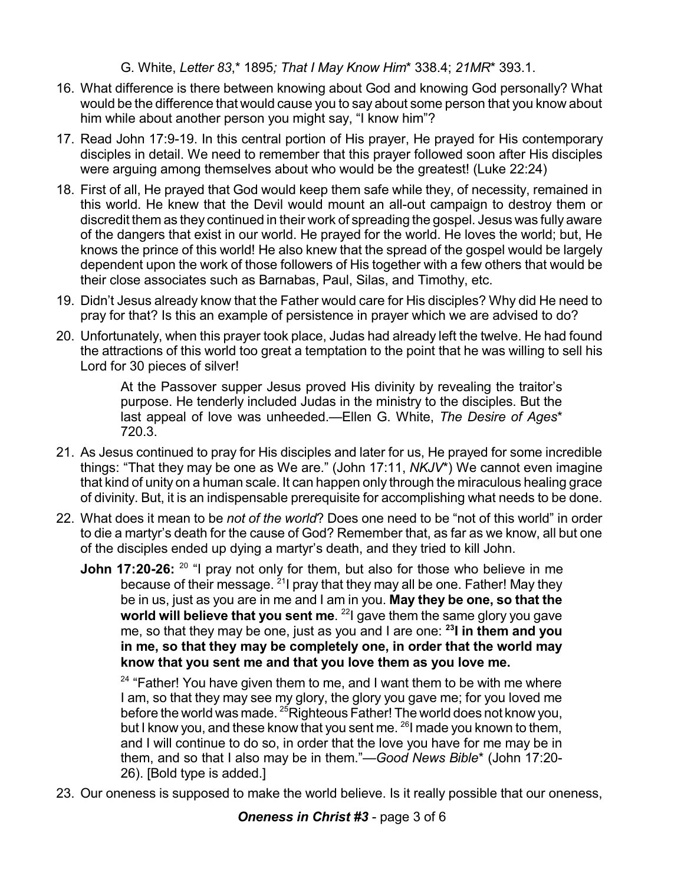G. White, *Letter 83*,* 1895*; That I May Know Him** 338.4; *21MR** 393.1.

16. What difference is there between knowing about God and knowing God personally? What would be the difference that would cause you to say about some person that you know about him while about another person you might say, "I know him"?
17. Read John 17:9-19. In this central portion of His prayer, He prayed for His contemporary disciples in detail. We need to remember that this prayer followed soon after His disciples were arguing among themselves about who would be the greatest! (Luke 22:24)
18. First of all, He prayed that God would keep them safe while they, of necessity, remained in this world. He knew that the Devil would mount an all-out campaign to destroy them or discredit them as they continued in their work of spreading the gospel. Jesus was fully aware of the dangers that exist in our world. He prayed for the world. He loves the world; but, He knows the prince of this world! He also knew that the spread of the gospel would be largely dependent upon the work of those followers of His together with a few others that would be their close associates such as Barnabas, Paul, Silas, and Timothy, etc.
19. Didn't Jesus already know that the Father would care for His disciples? Why did He need to pray for that? Is this an example of persistence in prayer which we are advised to do?
20. Unfortunately, when this prayer took place, Judas had already left the twelve. He had found the attractions of this world too great a temptation to the point that he was willing to sell his Lord for 30 pieces of silver!

    > At the Passover supper Jesus proved His divinity by revealing the traitor's purpose. He tenderly included Judas in the ministry to the disciples. But the last appeal of love was unheeded.—Ellen G. White, *The Desire of Ages** 720.3.

21. As Jesus continued to pray for His disciples and later for us, He prayed for some incredible things: "That they may be one as We are." (John 17:11, *NKJV**) We cannot even imagine that kind of unity on a human scale. It can happen only through the miraculous healing grace of divinity. But, it is an indispensable prerequisite for accomplishing what needs to be done.
22. What does it mean to be *not of the world*? Does one need to be "not of this world" in order to die a martyr's death for the cause of God? Remember that, as far as we know, all but one of the disciples ended up dying a martyr's death, and they tried to kill John.

    > **John 17:20-26:** [20] "I pray not only for them, but also for those who believe in me because of their message. [21]I pray that they may all be one. Father! May they be in us, just as you are in me and I am in you. **May they be one, so that the world will believe that you sent me**. [22]I gave them the same glory you gave me, so that they may be one, just as you and I are one: **[23]I in them and you in me, so that they may be completely one, in order that the world may know that you sent me and that you love them as you love me.**
    >
    > [24] "Father! You have given them to me, and I want them to be with me where I am, so that they may see my glory, the glory you gave me; for you loved me before the world was made. [25]Righteous Father! The world does not know you, but I know you, and these know that you sent me. [26]I made you known to them, and I will continue to do so, in order that the love you have for me may be in them, and so that I also may be in them."—*Good News Bible** (John 17:20-26). [Bold type is added.]

23. Our oneness is supposed to make the world believe. Is it really possible that our oneness,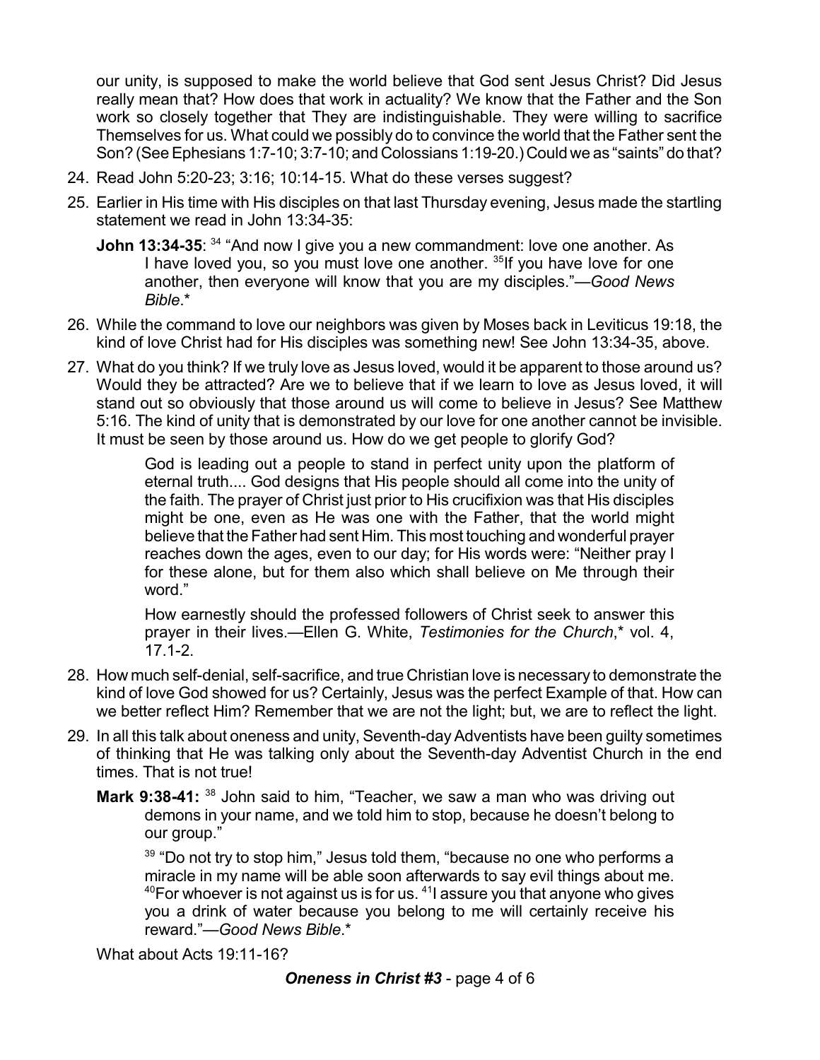our unity, is supposed to make the world believe that God sent Jesus Christ? Did Jesus really mean that? How does that work in actuality? We know that the Father and the Son work so closely together that They are indistinguishable. They were willing to sacrifice Themselves for us. What could we possibly do to convince the world that the Father sent the Son? (See Ephesians 1:7-10; 3:7-10; and Colossians 1:19-20.) Could we as "saints" do that?

24. Read John 5:20-23; 3:16; 10:14-15. What do these verses suggest?

25. Earlier in His time with His disciples on that last Thursday evening, Jesus made the startling statement we read in John 13:34-35:

    **John 13:34-35**: [34] "And now I give you a new commandment: love one another. As I have loved you, so you must love one another. [35]If you have love for one another, then everyone will know that you are my disciples."—*Good News Bible*.*

26. While the command to love our neighbors was given by Moses back in Leviticus 19:18, the kind of love Christ had for His disciples was something new! See John 13:34-35, above.

27. What do you think? If we truly love as Jesus loved, would it be apparent to those around us? Would they be attracted? Are we to believe that if we learn to love as Jesus loved, it will stand out so obviously that those around us will come to believe in Jesus? See Matthew 5:16. The kind of unity that is demonstrated by our love for one another cannot be invisible. It must be seen by those around us. How do we get people to glorify God?

    > God is leading out a people to stand in perfect unity upon the platform of eternal truth.... God designs that His people should all come into the unity of the faith. The prayer of Christ just prior to His crucifixion was that His disciples might be one, even as He was one with the Father, that the world might believe that the Father had sent Him. This most touching and wonderful prayer reaches down the ages, even to our day; for His words were: "Neither pray I for these alone, but for them also which shall believe on Me through their word."
    >
    > How earnestly should the professed followers of Christ seek to answer this prayer in their lives.—Ellen G. White, *Testimonies for the Church*,* vol. 4, 17.1-2.

28. How much self-denial, self-sacrifice, and true Christian love is necessary to demonstrate the kind of love God showed for us? Certainly, Jesus was the perfect Example of that. How can we better reflect Him? Remember that we are not the light; but, we are to reflect the light.

29. In all this talk about oneness and unity, Seventh-day Adventists have been guilty sometimes of thinking that He was talking only about the Seventh-day Adventist Church in the end times. That is not true!

    **Mark 9:38-41:** [38] John said to him, "Teacher, we saw a man who was driving out demons in your name, and we told him to stop, because he doesn't belong to our group."

    [39] "Do not try to stop him," Jesus told them, "because no one who performs a miracle in my name will be able soon afterwards to say evil things about me. [40]For whoever is not against us is for us. [41]I assure you that anyone who gives you a drink of water because you belong to me will certainly receive his reward."—*Good News Bible*.*

    What about Acts 19:11-16?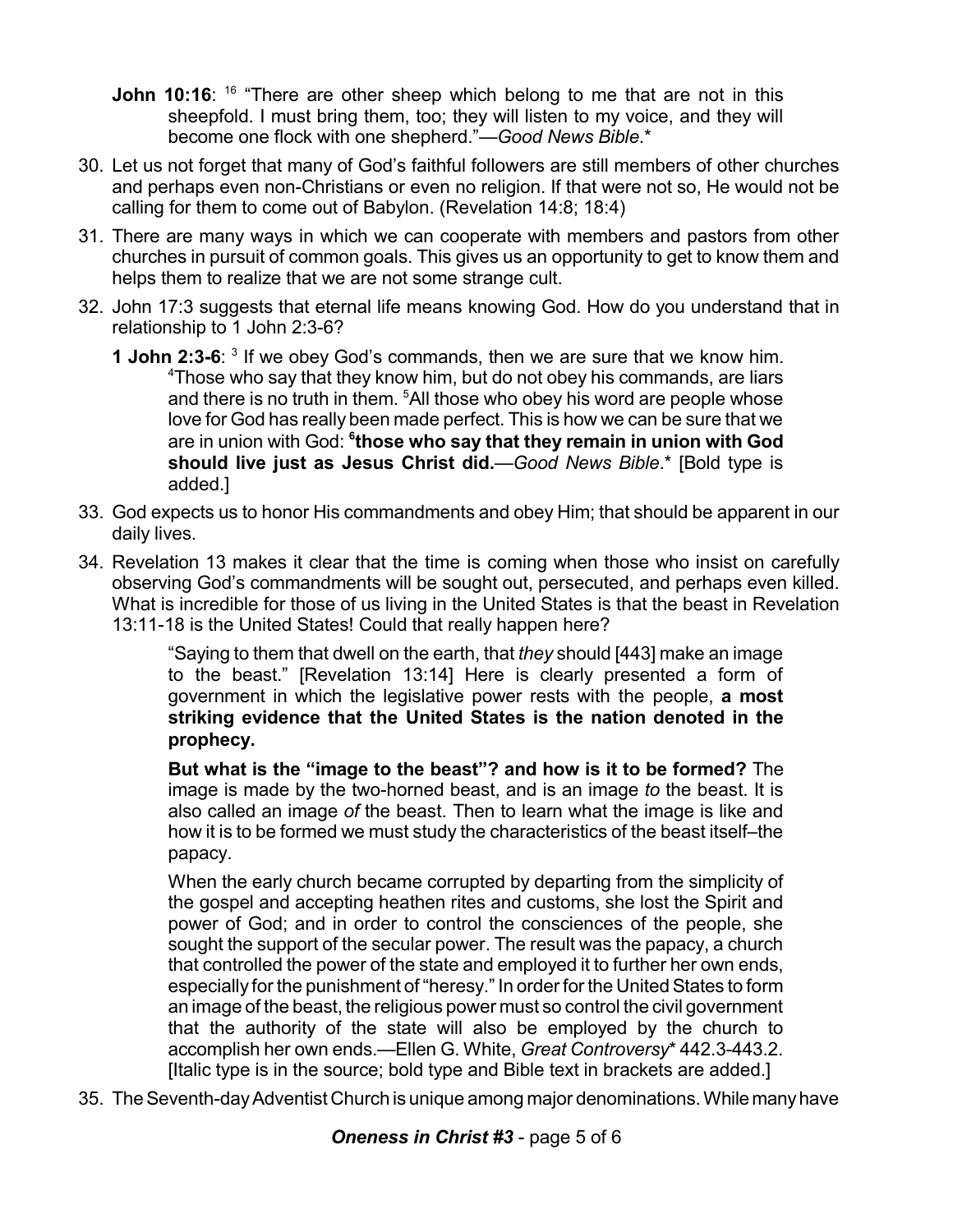**John 10:16**: [16] "There are other sheep which belong to me that are not in this sheepfold. I must bring them, too; they will listen to my voice, and they will become one flock with one shepherd."—*Good News Bible*.*

30. Let us not forget that many of God's faithful followers are still members of other churches and perhaps even non-Christians or even no religion. If that were not so, He would not be calling for them to come out of Babylon. (Revelation 14:8; 18:4)

31. There are many ways in which we can cooperate with members and pastors from other churches in pursuit of common goals. This gives us an opportunity to get to know them and helps them to realize that we are not some strange cult.

32. John 17:3 suggests that eternal life means knowing God. How do you understand that in relationship to 1 John 2:3-6?

    **1 John 2:3-6**: [3] If we obey God's commands, then we are sure that we know him. [4]Those who say that they know him, but do not obey his commands, are liars and there is no truth in them. [5]All those who obey his word are people whose love for God has really been made perfect. This is how we can be sure that we are in union with God: **[6]those who say that they remain in union with God should live just as Jesus Christ did.**—*Good News Bible*.* [Bold type is added.]

33. God expects us to honor His commandments and obey Him; that should be apparent in our daily lives.

34. Revelation 13 makes it clear that the time is coming when those who insist on carefully observing God's commandments will be sought out, persecuted, and perhaps even killed. What is incredible for those of us living in the United States is that the beast in Revelation 13:11-18 is the United States! Could that really happen here?

    > "Saying to them that dwell on the earth, that *they* should [443] make an image to the beast." [Revelation 13:14] Here is clearly presented a form of government in which the legislative power rests with the people, **a most striking evidence that the United States is the nation denoted in the prophecy.**
    >
    > **But what is the "image to the beast"? and how is it to be formed?** The image is made by the two-horned beast, and is an image *to* the beast. It is also called an image *of* the beast. Then to learn what the image is like and how it is to be formed we must study the characteristics of the beast itself–the papacy.
    >
    > When the early church became corrupted by departing from the simplicity of the gospel and accepting heathen rites and customs, she lost the Spirit and power of God; and in order to control the consciences of the people, she sought the support of the secular power. The result was the papacy, a church that controlled the power of the state and employed it to further her own ends, especially for the punishment of "heresy." In order for the United States to form an image of the beast, the religious power must so control the civil government that the authority of the state will also be employed by the church to accomplish her own ends.—Ellen G. White, *Great Controversy** 442.3-443.2. [Italic type is in the source; bold type and Bible text in brackets are added.]

35. The Seventh-day Adventist Church is unique among major denominations. While many have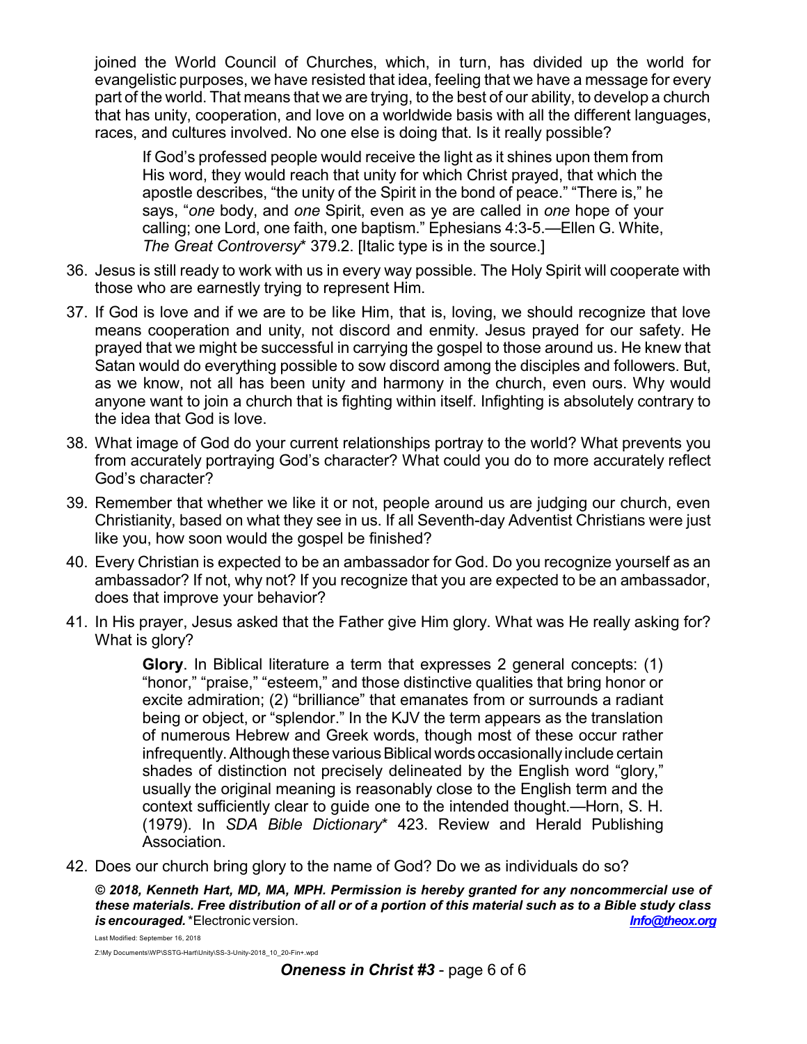joined the World Council of Churches, which, in turn, has divided up the world for evangelistic purposes, we have resisted that idea, feeling that we have a message for every part of the world. That means that we are trying, to the best of our ability, to develop a church that has unity, cooperation, and love on a worldwide basis with all the different languages, races, and cultures involved. No one else is doing that. Is it really possible?

> If God's professed people would receive the light as it shines upon them from His word, they would reach that unity for which Christ prayed, that which the apostle describes, "the unity of the Spirit in the bond of peace." "There is," he says, "*one* body, and *one* Spirit, even as ye are called in *one* hope of your calling; one Lord, one faith, one baptism." Ephesians 4:3-5.—Ellen G. White, *The Great Controversy** 379.2. [Italic type is in the source.]

36. Jesus is still ready to work with us in every way possible. The Holy Spirit will cooperate with those who are earnestly trying to represent Him.
37. If God is love and if we are to be like Him, that is, loving, we should recognize that love means cooperation and unity, not discord and enmity. Jesus prayed for our safety. He prayed that we might be successful in carrying the gospel to those around us. He knew that Satan would do everything possible to sow discord among the disciples and followers. But, as we know, not all has been unity and harmony in the church, even ours. Why would anyone want to join a church that is fighting within itself. Infighting is absolutely contrary to the idea that God is love.
38. What image of God do your current relationships portray to the world? What prevents you from accurately portraying God's character? What could you do to more accurately reflect God's character?
39. Remember that whether we like it or not, people around us are judging our church, even Christianity, based on what they see in us. If all Seventh-day Adventist Christians were just like you, how soon would the gospel be finished?
40. Every Christian is expected to be an ambassador for God. Do you recognize yourself as an ambassador? If not, why not? If you recognize that you are expected to be an ambassador, does that improve your behavior?
41. In His prayer, Jesus asked that the Father give Him glory. What was He really asking for? What is glory?

> **Glory**. In Biblical literature a term that expresses 2 general concepts: (1) "honor," "praise," "esteem," and those distinctive qualities that bring honor or excite admiration; (2) "brilliance" that emanates from or surrounds a radiant being or object, or "splendor." In the KJV the term appears as the translation of numerous Hebrew and Greek words, though most of these occur rather infrequently. Although these various Biblical words occasionally include certain shades of distinction not precisely delineated by the English word "glory," usually the original meaning is reasonably close to the English term and the context sufficiently clear to guide one to the intended thought.—Horn, S. H. (1979). In *SDA Bible Dictionary** 423. Review and Herald Publishing Association.

42. Does our church bring glory to the name of God? Do we as individuals do so?

***© 2018, Kenneth Hart, MD, MA, MPH. Permission is hereby granted for any noncommercial use of these materials. Free distribution of all or of a portion of this material such as to a Bible study class is encouraged.*** *Electronic version. ***Info@theox.org***

Last Modified: September 16, 2018

Z:\My Documents\WP\SSTG-Hart\Unity\SS-3-Unity-2018_10_20-Fin+.wpd